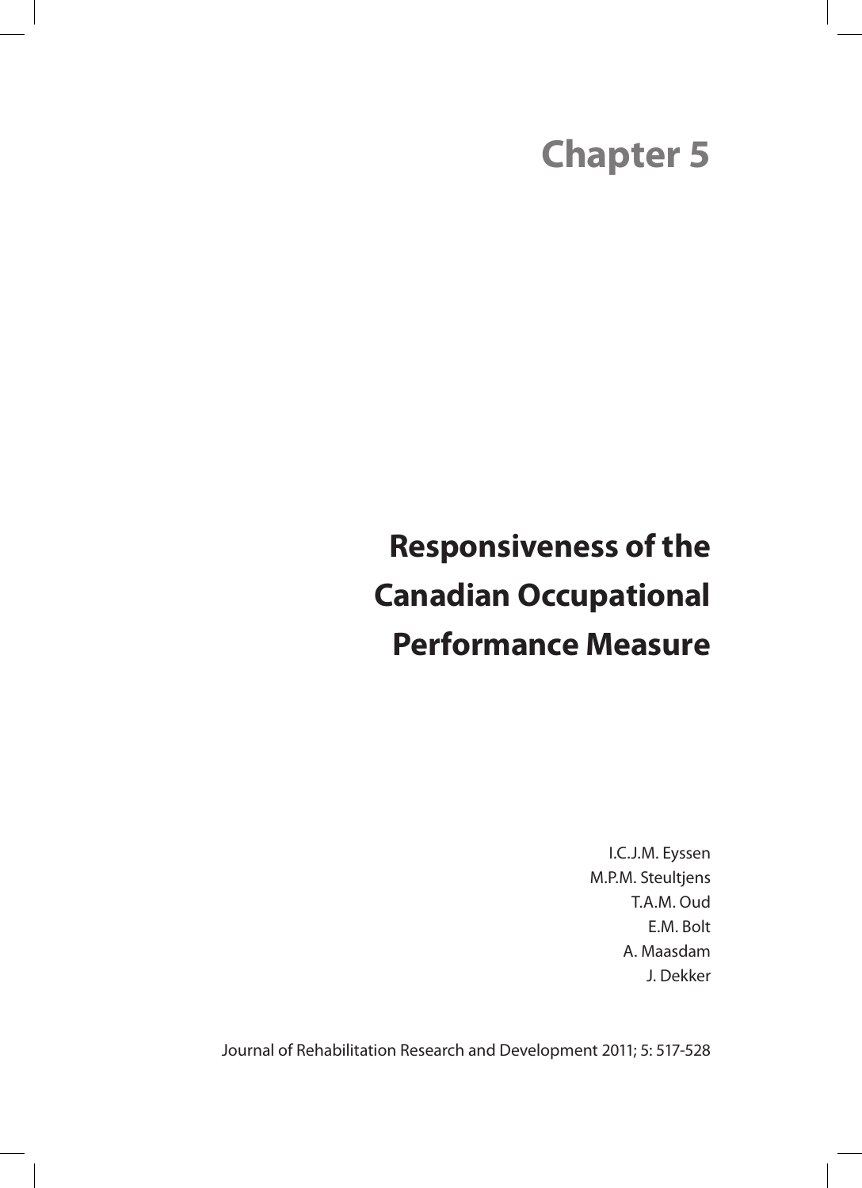# Chapter 5

## Responsiveness of the Canadian Occupational Performance Measure

I.C.J.M. Eyssen
M.P.M. Steultjens
T.A.M. Oud
E.M. Bolt
A. Maasdam
J. Dekker

Journal of Rehabilitation Research and Development 2011; 5: 517-528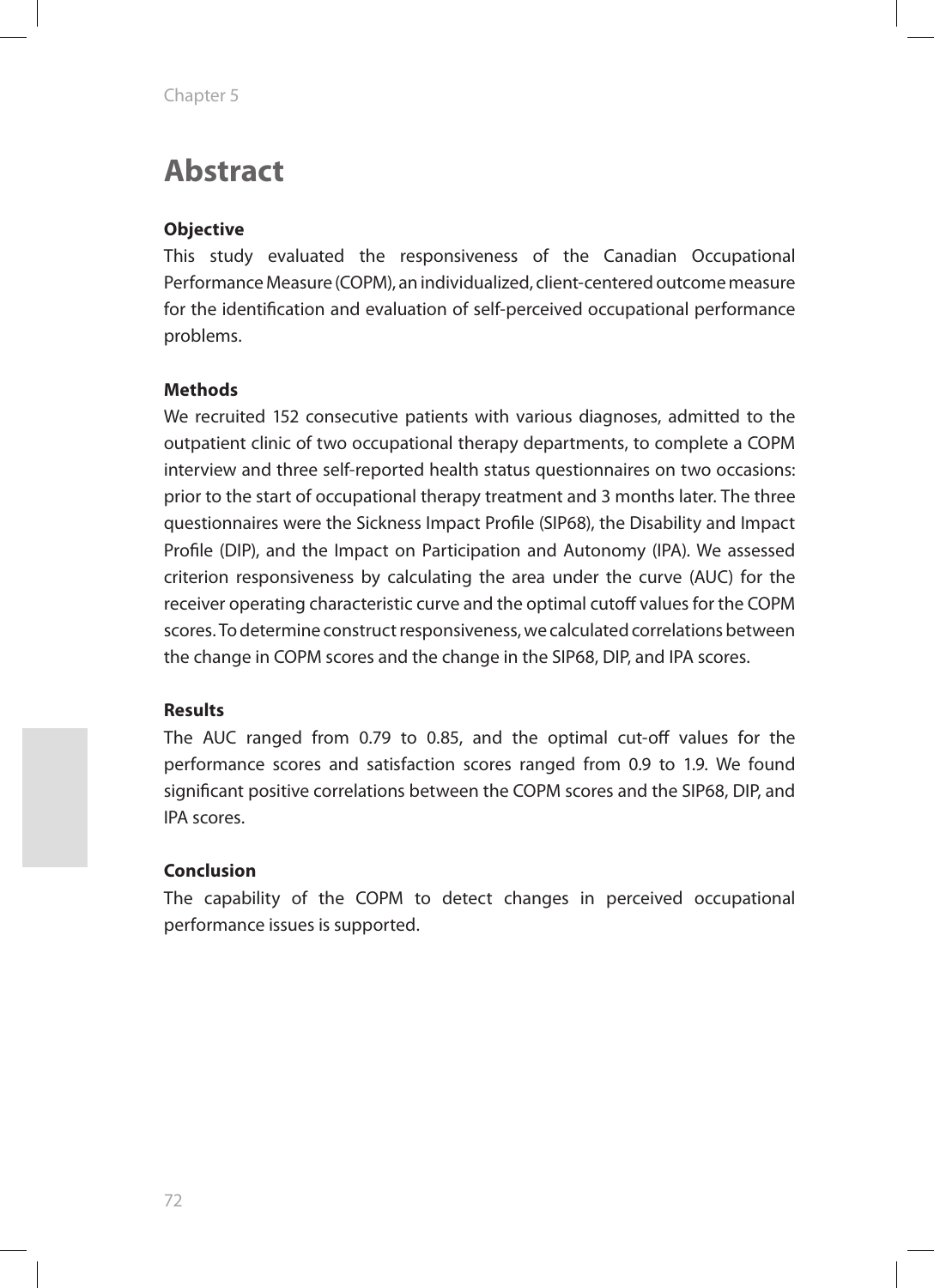# Abstract

**Objective**

This study evaluated the responsiveness of the Canadian Occupational Performance Measure (COPM), an individualized, client-centered outcome measure for the identification and evaluation of self-perceived occupational performance problems.

**Methods**

We recruited 152 consecutive patients with various diagnoses, admitted to the outpatient clinic of two occupational therapy departments, to complete a COPM interview and three self-reported health status questionnaires on two occasions: prior to the start of occupational therapy treatment and 3 months later. The three questionnaires were the Sickness Impact Profile (SIP68), the Disability and Impact Profile (DIP), and the Impact on Participation and Autonomy (IPA). We assessed criterion responsiveness by calculating the area under the curve (AUC) for the receiver operating characteristic curve and the optimal cutoff values for the COPM scores. To determine construct responsiveness, we calculated correlations between the change in COPM scores and the change in the SIP68, DIP, and IPA scores.

**Results**

The AUC ranged from 0.79 to 0.85, and the optimal cut-off values for the performance scores and satisfaction scores ranged from 0.9 to 1.9. We found significant positive correlations between the COPM scores and the SIP68, DIP, and IPA scores.

**Conclusion**

The capability of the COPM to detect changes in perceived occupational performance issues is supported.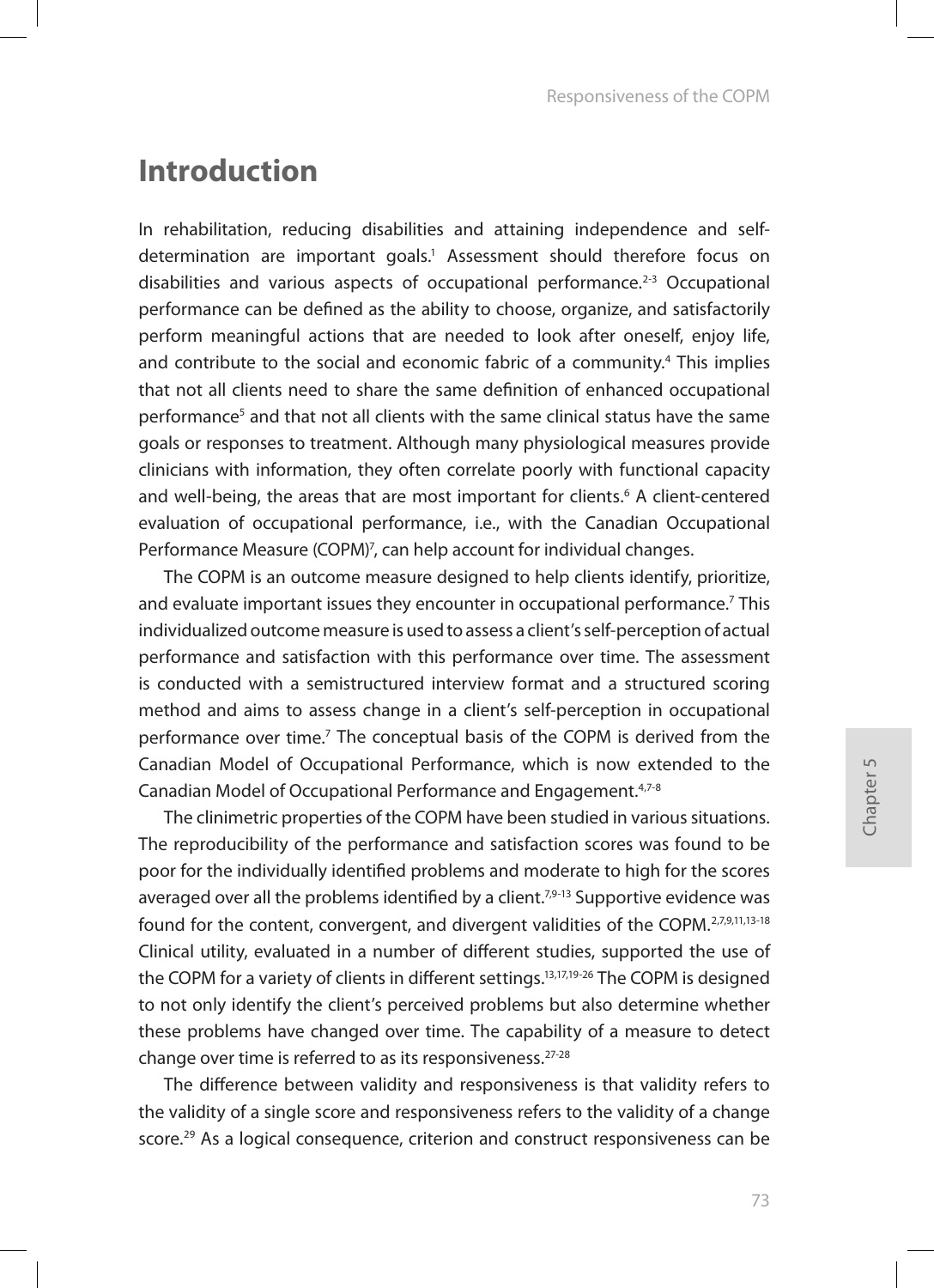# Introduction

In rehabilitation, reducing disabilities and attaining independence and self-determination are important goals.[1] Assessment should therefore focus on disabilities and various aspects of occupational performance.[2-3] Occupational performance can be defined as the ability to choose, organize, and satisfactorily perform meaningful actions that are needed to look after oneself, enjoy life, and contribute to the social and economic fabric of a community.[4] This implies that not all clients need to share the same definition of enhanced occupational performance[5] and that not all clients with the same clinical status have the same goals or responses to treatment. Although many physiological measures provide clinicians with information, they often correlate poorly with functional capacity and well-being, the areas that are most important for clients.[6] A client-centered evaluation of occupational performance, i.e., with the Canadian Occupational Performance Measure (COPM)[7], can help account for individual changes.

The COPM is an outcome measure designed to help clients identify, prioritize, and evaluate important issues they encounter in occupational performance.[7] This individualized outcome measure is used to assess a client's self-perception of actual performance and satisfaction with this performance over time. The assessment is conducted with a semistructured interview format and a structured scoring method and aims to assess change in a client's self-perception in occupational performance over time.[7] The conceptual basis of the COPM is derived from the Canadian Model of Occupational Performance, which is now extended to the Canadian Model of Occupational Performance and Engagement.[4,7-8]

The clinimetric properties of the COPM have been studied in various situations. The reproducibility of the performance and satisfaction scores was found to be poor for the individually identified problems and moderate to high for the scores averaged over all the problems identified by a client.[7,9-13] Supportive evidence was found for the content, convergent, and divergent validities of the COPM.[2,7,9,11,13-18] Clinical utility, evaluated in a number of different studies, supported the use of the COPM for a variety of clients in different settings.[13,17,19-26] The COPM is designed to not only identify the client's perceived problems but also determine whether these problems have changed over time. The capability of a measure to detect change over time is referred to as its responsiveness.[27-28]

The difference between validity and responsiveness is that validity refers to the validity of a single score and responsiveness refers to the validity of a change score.[29] As a logical consequence, criterion and construct responsiveness can be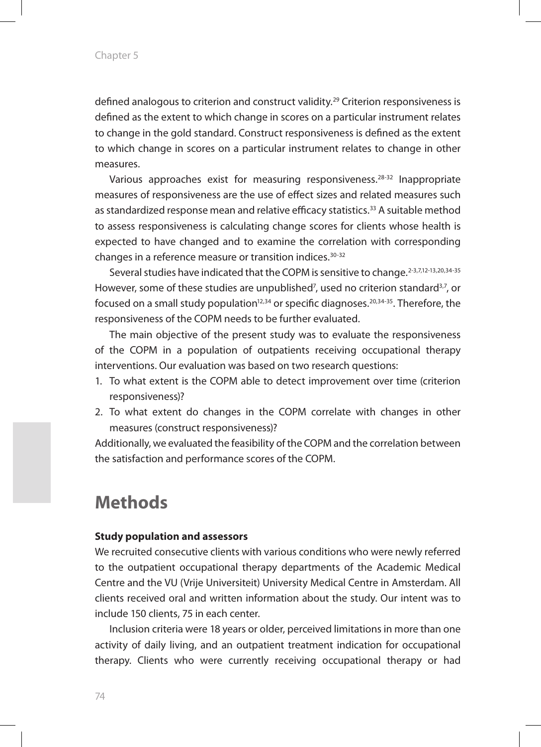defined analogous to criterion and construct validity.[29] Criterion responsiveness is defined as the extent to which change in scores on a particular instrument relates to change in the gold standard. Construct responsiveness is defined as the extent to which change in scores on a particular instrument relates to change in other measures.

Various approaches exist for measuring responsiveness.[28-32] Inappropriate measures of responsiveness are the use of effect sizes and related measures such as standardized response mean and relative efficacy statistics.[33] A suitable method to assess responsiveness is calculating change scores for clients whose health is expected to have changed and to examine the correlation with corresponding changes in a reference measure or transition indices.[30-32]

Several studies have indicated that the COPM is sensitive to change.[2-3,7,12-13,20,34-35] However, some of these studies are unpublished[7], used no criterion standard[3,7], or focused on a small study population[12,34] or specific diagnoses.[20,34-35]. Therefore, the responsiveness of the COPM needs to be further evaluated.

The main objective of the present study was to evaluate the responsiveness of the COPM in a population of outpatients receiving occupational therapy interventions. Our evaluation was based on two research questions:

1. To what extent is the COPM able to detect improvement over time (criterion responsiveness)?
2. To what extent do changes in the COPM correlate with changes in other measures (construct responsiveness)?

Additionally, we evaluated the feasibility of the COPM and the correlation between the satisfaction and performance scores of the COPM.

# Methods

**Study population and assessors**

We recruited consecutive clients with various conditions who were newly referred to the outpatient occupational therapy departments of the Academic Medical Centre and the VU (Vrije Universiteit) University Medical Centre in Amsterdam. All clients received oral and written information about the study. Our intent was to include 150 clients, 75 in each center.

Inclusion criteria were 18 years or older, perceived limitations in more than one activity of daily living, and an outpatient treatment indication for occupational therapy. Clients who were currently receiving occupational therapy or had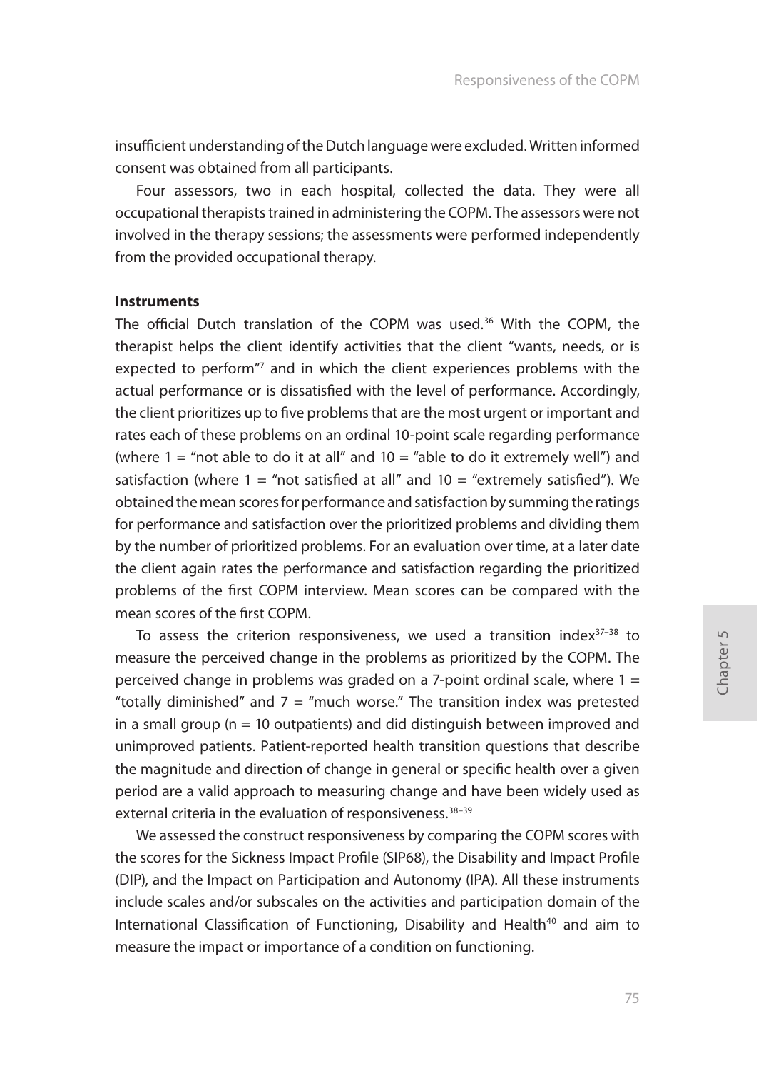insufficient understanding of the Dutch language were excluded. Written informed consent was obtained from all participants.

Four assessors, two in each hospital, collected the data. They were all occupational therapists trained in administering the COPM. The assessors were not involved in the therapy sessions; the assessments were performed independently from the provided occupational therapy.

**Instruments**

The official Dutch translation of the COPM was used.[36] With the COPM, the therapist helps the client identify activities that the client "wants, needs, or is expected to perform"[7] and in which the client experiences problems with the actual performance or is dissatisfied with the level of performance. Accordingly, the client prioritizes up to five problems that are the most urgent or important and rates each of these problems on an ordinal 10-point scale regarding performance (where 1 = "not able to do it at all" and 10 = "able to do it extremely well") and satisfaction (where 1 = "not satisfied at all" and 10 = "extremely satisfied"). We obtained the mean scores for performance and satisfaction by summing the ratings for performance and satisfaction over the prioritized problems and dividing them by the number of prioritized problems. For an evaluation over time, at a later date the client again rates the performance and satisfaction regarding the prioritized problems of the first COPM interview. Mean scores can be compared with the mean scores of the first COPM.

To assess the criterion responsiveness, we used a transition index[37–38] to measure the perceived change in the problems as prioritized by the COPM. The perceived change in problems was graded on a 7-point ordinal scale, where 1 = "totally diminished" and 7 = "much worse." The transition index was pretested in a small group (n = 10 outpatients) and did distinguish between improved and unimproved patients. Patient-reported health transition questions that describe the magnitude and direction of change in general or specific health over a given period are a valid approach to measuring change and have been widely used as external criteria in the evaluation of responsiveness.[38–39]

We assessed the construct responsiveness by comparing the COPM scores with the scores for the Sickness Impact Profile (SIP68), the Disability and Impact Profile (DIP), and the Impact on Participation and Autonomy (IPA). All these instruments include scales and/or subscales on the activities and participation domain of the International Classification of Functioning, Disability and Health[40] and aim to measure the impact or importance of a condition on functioning.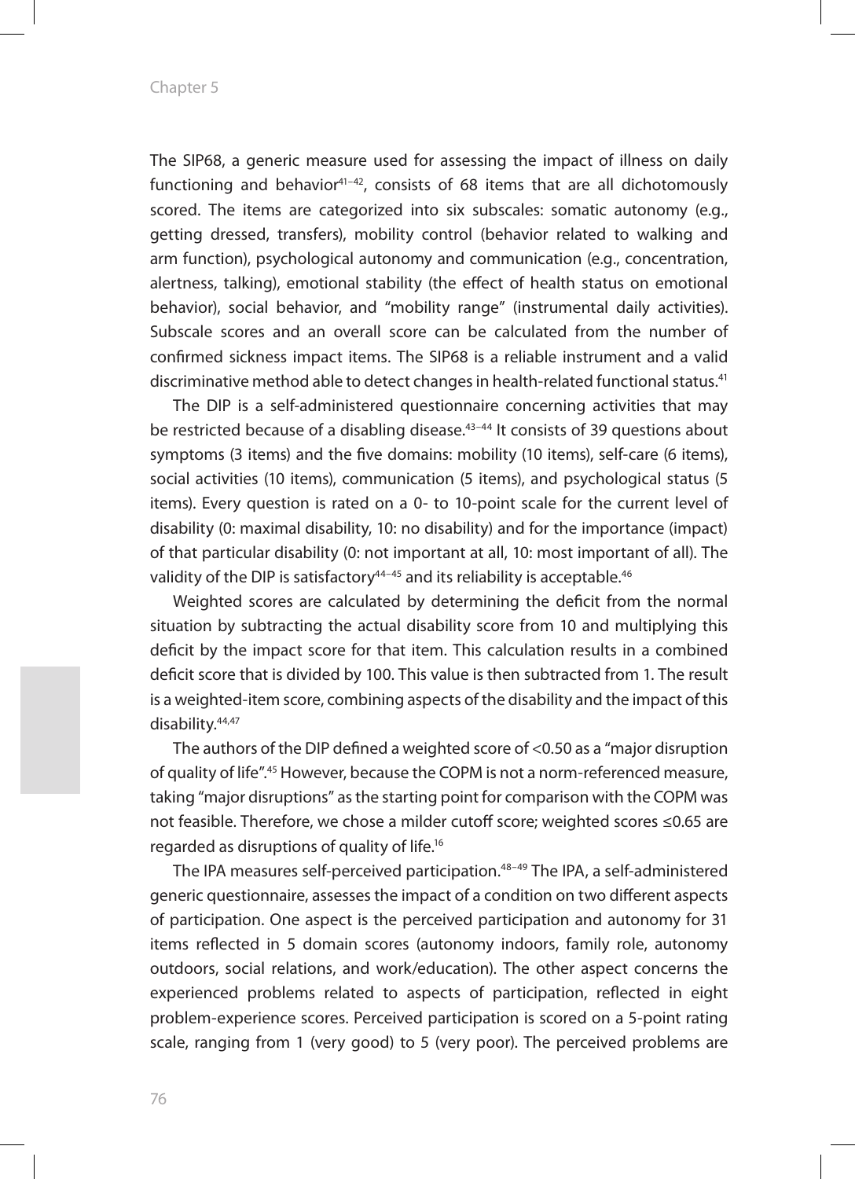The SIP68, a generic measure used for assessing the impact of illness on daily functioning and behavior[41–42], consists of 68 items that are all dichotomously scored. The items are categorized into six subscales: somatic autonomy (e.g., getting dressed, transfers), mobility control (behavior related to walking and arm function), psychological autonomy and communication (e.g., concentration, alertness, talking), emotional stability (the effect of health status on emotional behavior), social behavior, and "mobility range" (instrumental daily activities). Subscale scores and an overall score can be calculated from the number of confirmed sickness impact items. The SIP68 is a reliable instrument and a valid discriminative method able to detect changes in health-related functional status.[41]

The DIP is a self-administered questionnaire concerning activities that may be restricted because of a disabling disease.[43–44] It consists of 39 questions about symptoms (3 items) and the five domains: mobility (10 items), self-care (6 items), social activities (10 items), communication (5 items), and psychological status (5 items). Every question is rated on a 0- to 10-point scale for the current level of disability (0: maximal disability, 10: no disability) and for the importance (impact) of that particular disability (0: not important at all, 10: most important of all). The validity of the DIP is satisfactory[44–45] and its reliability is acceptable.[46]

Weighted scores are calculated by determining the deficit from the normal situation by subtracting the actual disability score from 10 and multiplying this deficit by the impact score for that item. This calculation results in a combined deficit score that is divided by 100. This value is then subtracted from 1. The result is a weighted-item score, combining aspects of the disability and the impact of this disability.[44,47]

The authors of the DIP defined a weighted score of <0.50 as a "major disruption of quality of life".[45] However, because the COPM is not a norm-referenced measure, taking "major disruptions" as the starting point for comparison with the COPM was not feasible. Therefore, we chose a milder cutoff score; weighted scores ≤0.65 are regarded as disruptions of quality of life.[16]

The IPA measures self-perceived participation.[48–49] The IPA, a self-administered generic questionnaire, assesses the impact of a condition on two different aspects of participation. One aspect is the perceived participation and autonomy for 31 items reflected in 5 domain scores (autonomy indoors, family role, autonomy outdoors, social relations, and work/education). The other aspect concerns the experienced problems related to aspects of participation, reflected in eight problem-experience scores. Perceived participation is scored on a 5-point rating scale, ranging from 1 (very good) to 5 (very poor). The perceived problems are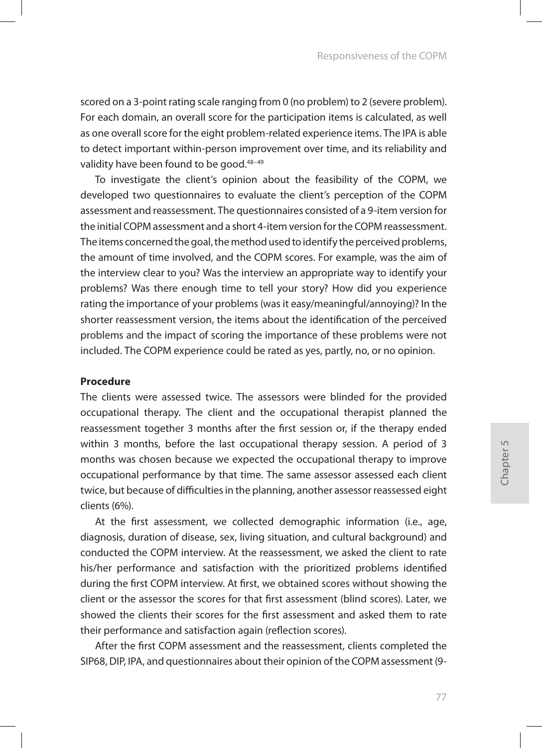scored on a 3-point rating scale ranging from 0 (no problem) to 2 (severe problem). For each domain, an overall score for the participation items is calculated, as well as one overall score for the eight problem-related experience items. The IPA is able to detect important within-person improvement over time, and its reliability and validity have been found to be good.[48–49]

To investigate the client's opinion about the feasibility of the COPM, we developed two questionnaires to evaluate the client's perception of the COPM assessment and reassessment. The questionnaires consisted of a 9-item version for the initial COPM assessment and a short 4-item version for the COPM reassessment. The items concerned the goal, the method used to identify the perceived problems, the amount of time involved, and the COPM scores. For example, was the aim of the interview clear to you? Was the interview an appropriate way to identify your problems? Was there enough time to tell your story? How did you experience rating the importance of your problems (was it easy/meaningful/annoying)? In the shorter reassessment version, the items about the identification of the perceived problems and the impact of scoring the importance of these problems were not included. The COPM experience could be rated as yes, partly, no, or no opinion.

**Procedure**

The clients were assessed twice. The assessors were blinded for the provided occupational therapy. The client and the occupational therapist planned the reassessment together 3 months after the first session or, if the therapy ended within 3 months, before the last occupational therapy session. A period of 3 months was chosen because we expected the occupational therapy to improve occupational performance by that time. The same assessor assessed each client twice, but because of difficulties in the planning, another assessor reassessed eight clients (6%).

At the first assessment, we collected demographic information (i.e., age, diagnosis, duration of disease, sex, living situation, and cultural background) and conducted the COPM interview. At the reassessment, we asked the client to rate his/her performance and satisfaction with the prioritized problems identified during the first COPM interview. At first, we obtained scores without showing the client or the assessor the scores for that first assessment (blind scores). Later, we showed the clients their scores for the first assessment and asked them to rate their performance and satisfaction again (reflection scores).

After the first COPM assessment and the reassessment, clients completed the SIP68, DIP, IPA, and questionnaires about their opinion of the COPM assessment (9-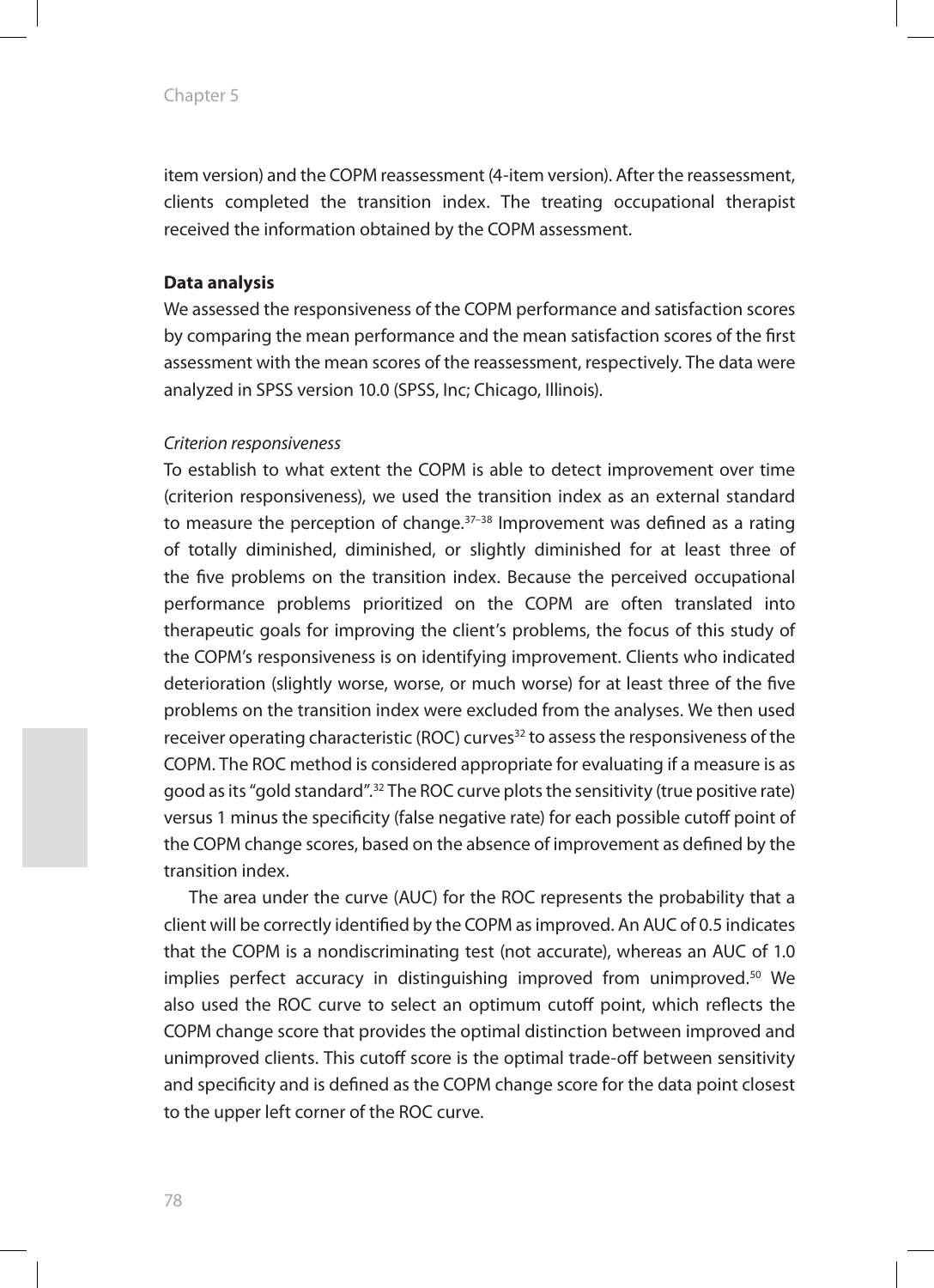item version) and the COPM reassessment (4-item version). After the reassessment, clients completed the transition index. The treating occupational therapist received the information obtained by the COPM assessment.

**Data analysis**

We assessed the responsiveness of the COPM performance and satisfaction scores by comparing the mean performance and the mean satisfaction scores of the first assessment with the mean scores of the reassessment, respectively. The data were analyzed in SPSS version 10.0 (SPSS, Inc; Chicago, Illinois).

*Criterion responsiveness*

To establish to what extent the COPM is able to detect improvement over time (criterion responsiveness), we used the transition index as an external standard to measure the perception of change.[37–38] Improvement was defined as a rating of totally diminished, diminished, or slightly diminished for at least three of the five problems on the transition index. Because the perceived occupational performance problems prioritized on the COPM are often translated into therapeutic goals for improving the client's problems, the focus of this study of the COPM's responsiveness is on identifying improvement. Clients who indicated deterioration (slightly worse, worse, or much worse) for at least three of the five problems on the transition index were excluded from the analyses. We then used receiver operating characteristic (ROC) curves[32] to assess the responsiveness of the COPM. The ROC method is considered appropriate for evaluating if a measure is as good as its "gold standard".[32] The ROC curve plots the sensitivity (true positive rate) versus 1 minus the specificity (false negative rate) for each possible cutoff point of the COPM change scores, based on the absence of improvement as defined by the transition index.

The area under the curve (AUC) for the ROC represents the probability that a client will be correctly identified by the COPM as improved. An AUC of 0.5 indicates that the COPM is a nondiscriminating test (not accurate), whereas an AUC of 1.0 implies perfect accuracy in distinguishing improved from unimproved.[50] We also used the ROC curve to select an optimum cutoff point, which reflects the COPM change score that provides the optimal distinction between improved and unimproved clients. This cutoff score is the optimal trade-off between sensitivity and specificity and is defined as the COPM change score for the data point closest to the upper left corner of the ROC curve.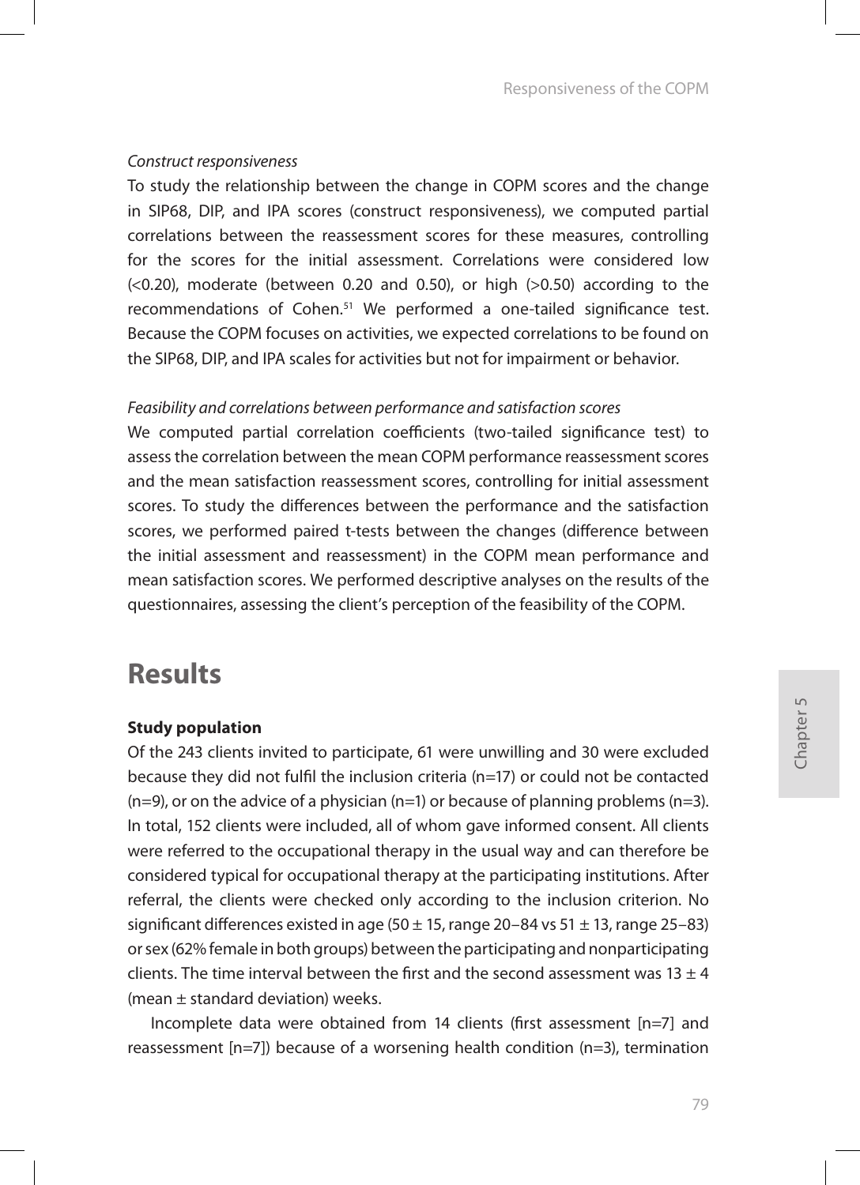*Construct responsiveness*

To study the relationship between the change in COPM scores and the change in SIP68, DIP, and IPA scores (construct responsiveness), we computed partial correlations between the reassessment scores for these measures, controlling for the scores for the initial assessment. Correlations were considered low (<0.20), moderate (between 0.20 and 0.50), or high (>0.50) according to the recommendations of Cohen.[51] We performed a one-tailed significance test. Because the COPM focuses on activities, we expected correlations to be found on the SIP68, DIP, and IPA scales for activities but not for impairment or behavior.

*Feasibility and correlations between performance and satisfaction scores*

We computed partial correlation coefficients (two-tailed significance test) to assess the correlation between the mean COPM performance reassessment scores and the mean satisfaction reassessment scores, controlling for initial assessment scores. To study the differences between the performance and the satisfaction scores, we performed paired t-tests between the changes (difference between the initial assessment and reassessment) in the COPM mean performance and mean satisfaction scores. We performed descriptive analyses on the results of the questionnaires, assessing the client's perception of the feasibility of the COPM.

# Results

**Study population**

Of the 243 clients invited to participate, 61 were unwilling and 30 were excluded because they did not fulfil the inclusion criteria (n=17) or could not be contacted (n=9), or on the advice of a physician (n=1) or because of planning problems (n=3). In total, 152 clients were included, all of whom gave informed consent. All clients were referred to the occupational therapy in the usual way and can therefore be considered typical for occupational therapy at the participating institutions. After referral, the clients were checked only according to the inclusion criterion. No significant differences existed in age (50 ± 15, range 20–84 vs 51 ± 13, range 25–83) or sex (62% female in both groups) between the participating and nonparticipating clients. The time interval between the first and the second assessment was 13 ± 4 (mean ± standard deviation) weeks.

Incomplete data were obtained from 14 clients (first assessment [n=7] and reassessment [n=7]) because of a worsening health condition (n=3), termination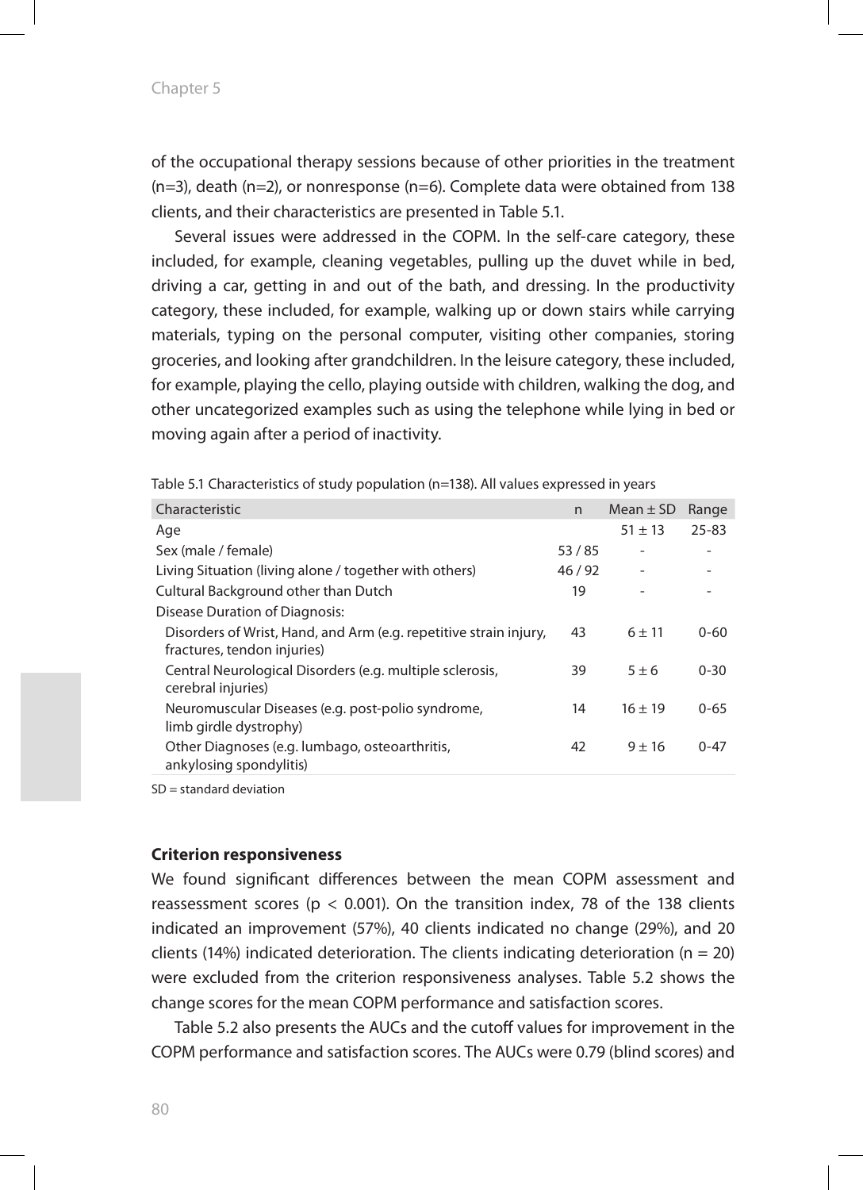of the occupational therapy sessions because of other priorities in the treatment (n=3), death (n=2), or nonresponse (n=6). Complete data were obtained from 138 clients, and their characteristics are presented in Table 5.1.

Several issues were addressed in the COPM. In the self-care category, these included, for example, cleaning vegetables, pulling up the duvet while in bed, driving a car, getting in and out of the bath, and dressing. In the productivity category, these included, for example, walking up or down stairs while carrying materials, typing on the personal computer, visiting other companies, storing groceries, and looking after grandchildren. In the leisure category, these included, for example, playing the cello, playing outside with children, walking the dog, and other uncategorized examples such as using the telephone while lying in bed or moving again after a period of inactivity.

Table 5.1 Characteristics of study population (n=138). All values expressed in years

| Characteristic | n | Mean ± SD | Range |
|---|---|---|---|
| Age | | 51 ± 13 | 25-83 |
| Sex (male / female) | 53 / 85 | - | - |
| Living Situation (living alone / together with others) | 46 / 92 | - | - |
| Cultural Background other than Dutch | 19 | - | - |
| Disease Duration of Diagnosis: | | | |
| Disorders of Wrist, Hand, and Arm (e.g. repetitive strain injury, fractures, tendon injuries) | 43 | 6 ± 11 | 0-60 |
| Central Neurological Disorders (e.g. multiple sclerosis, cerebral injuries) | 39 | 5 ± 6 | 0-30 |
| Neuromuscular Diseases (e.g. post-polio syndrome, limb girdle dystrophy) | 14 | 16 ± 19 | 0-65 |
| Other Diagnoses (e.g. lumbago, osteoarthritis, ankylosing spondylitis) | 42 | 9 ± 16 | 0-47 |

SD = standard deviation

### Criterion responsiveness

We found significant differences between the mean COPM assessment and reassessment scores ($p < 0.001$). On the transition index, 78 of the 138 clients indicated an improvement (57%), 40 clients indicated no change (29%), and 20 clients (14%) indicated deterioration. The clients indicating deterioration (n = 20) were excluded from the criterion responsiveness analyses. Table 5.2 shows the change scores for the mean COPM performance and satisfaction scores.

Table 5.2 also presents the AUCs and the cutoff values for improvement in the COPM performance and satisfaction scores. The AUCs were 0.79 (blind scores) and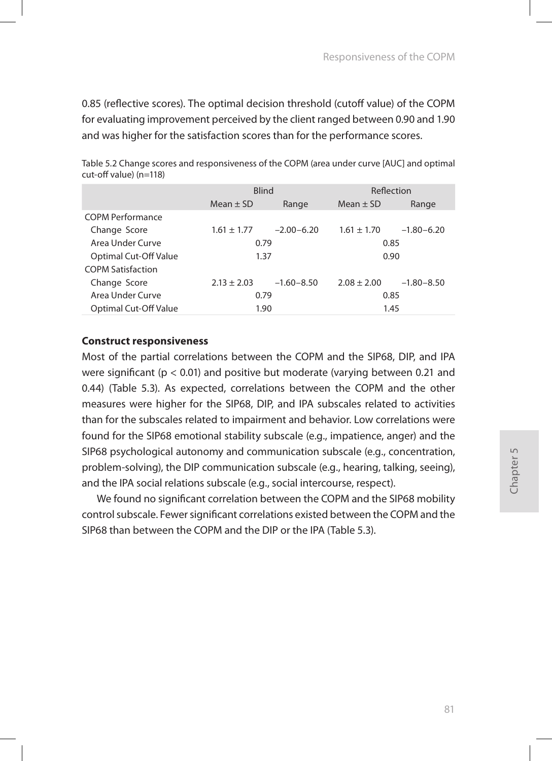0.85 (reflective scores). The optimal decision threshold (cutoff value) of the COPM for evaluating improvement perceived by the client ranged between 0.90 and 1.90 and was higher for the satisfaction scores than for the performance scores.

Table 5.2 Change scores and responsiveness of the COPM (area under curve [AUC] and optimal cut-off value) (n=118)

| | Blind | | Reflection | |
|---|---|---|---|---|
| | Mean ± SD | Range | Mean ± SD | Range |
| COPM Performance | | | | |
| Change Score | 1.61 ± 1.77 | −2.00–6.20 | 1.61 ± 1.70 | −1.80–6.20 |
| Area Under Curve | 0.79 | | 0.85 | |
| Optimal Cut-Off Value | 1.37 | | 0.90 | |
| COPM Satisfaction | | | | |
| Change Score | 2.13 ± 2.03 | −1.60–8.50 | 2.08 ± 2.00 | −1.80–8.50 |
| Area Under Curve | 0.79 | | 0.85 | |
| Optimal Cut-Off Value | 1.90 | | 1.45 | |

**Construct responsiveness**

Most of the partial correlations between the COPM and the SIP68, DIP, and IPA were significant ($p < 0.01$) and positive but moderate (varying between 0.21 and 0.44) (Table 5.3). As expected, correlations between the COPM and the other measures were higher for the SIP68, DIP, and IPA subscales related to activities than for the subscales related to impairment and behavior. Low correlations were found for the SIP68 emotional stability subscale (e.g., impatience, anger) and the SIP68 psychological autonomy and communication subscale (e.g., concentration, problem-solving), the DIP communication subscale (e.g., hearing, talking, seeing), and the IPA social relations subscale (e.g., social intercourse, respect).

We found no significant correlation between the COPM and the SIP68 mobility control subscale. Fewer significant correlations existed between the COPM and the SIP68 than between the COPM and the DIP or the IPA (Table 5.3).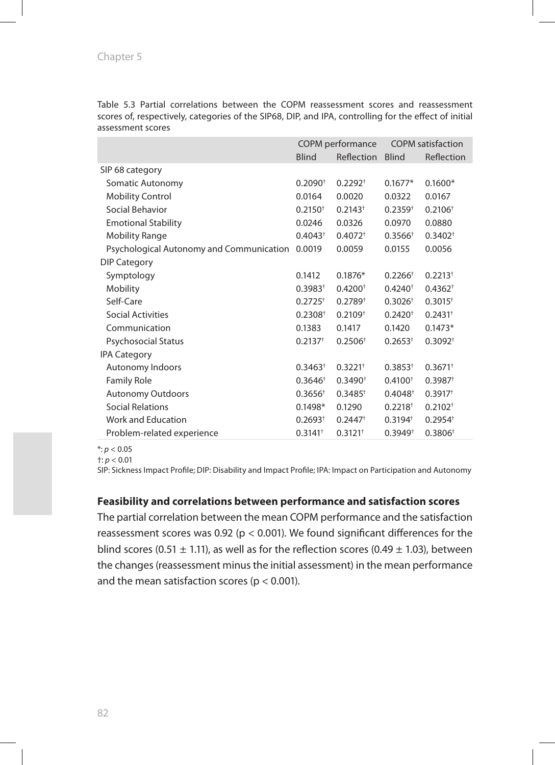Table 5.3 Partial correlations between the COPM reassessment scores and reassessment scores of, respectively, categories of the SIP68, DIP, and IPA, controlling for the effect of initial assessment scores

| | COPM performance | | COPM satisfaction | |
|---|---|---|---|---|
| | Blind | Reflection | Blind | Reflection |
| SIP 68 category | | | | |
| Somatic Autonomy | 0.2090† | 0.2292† | 0.1677* | 0.1600* |
| Mobility Control | 0.0164 | 0.0020 | 0.0322 | 0.0167 |
| Social Behavior | 0.2150† | 0.2143† | 0.2359† | 0.2106† |
| Emotional Stability | 0.0246 | 0.0326 | 0.0970 | 0.0880 |
| Mobility Range | 0.4043† | 0.4072† | 0.3566† | 0.3402† |
| Psychological Autonomy and Communication | 0.0019 | 0.0059 | 0.0155 | 0.0056 |
| DIP Category | | | | |
| Symptology | 0.1412 | 0.1876* | 0.2266† | 0.2213† |
| Mobility | 0.3983† | 0.4200† | 0.4240† | 0.4362† |
| Self-Care | 0.2725† | 0.2789† | 0.3026† | 0.3015† |
| Social Activities | 0.2308† | 0.2109† | 0.2420† | 0.2431† |
| Communication | 0.1383 | 0.1417 | 0.1420 | 0.1473* |
| Psychosocial Status | 0.2137† | 0.2506† | 0.2653† | 0.3092† |
| IPA Category | | | | |
| Autonomy Indoors | 0.3463† | 0.3221† | 0.3853† | 0.3671† |
| Family Role | 0.3646† | 0.3490† | 0.4100† | 0.3987† |
| Autonomy Outdoors | 0.3656† | 0.3485† | 0.4048† | 0.3917† |
| Social Relations | 0.1498* | 0.1290 | 0.2218† | 0.2102† |
| Work and Education | 0.2693† | 0.2447† | 0.3194† | 0.2954† |
| Problem-related experience | 0.3141† | 0.3121† | 0.3949† | 0.3806† |

*: $p < 0.05$
†: $p < 0.01$
SIP: Sickness Impact Profile; DIP: Disability and Impact Profile; IPA: Impact on Participation and Autonomy

**Feasibility and correlations between performance and satisfaction scores**

The partial correlation between the mean COPM performance and the satisfaction reassessment scores was 0.92 ($p < 0.001$). We found significant differences for the blind scores (0.51 ± 1.11), as well as for the reflection scores (0.49 ± 1.03), between the changes (reassessment minus the initial assessment) in the mean performance and the mean satisfaction scores ($p < 0.001$).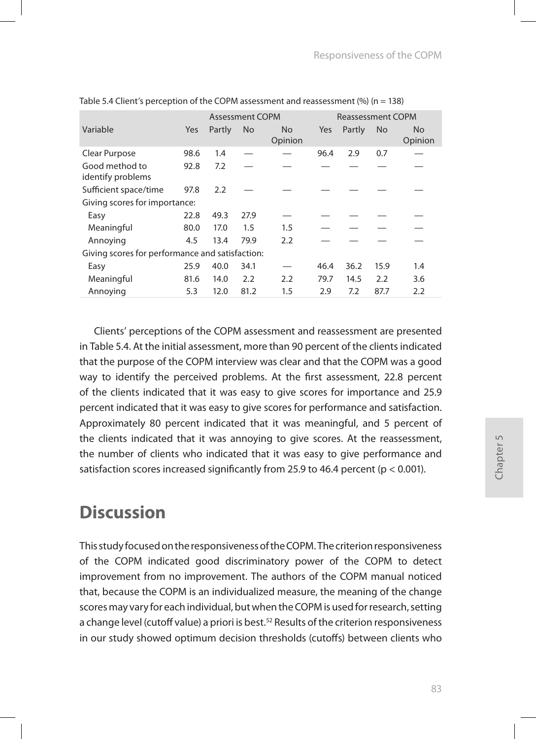Table 5.4 Client's perception of the COPM assessment and reassessment (%) (n = 138)

| Variable | Assessment COPM | | | | Reassessment COPM | | | |
|---|---|---|---|---|---|---|---|---|
| | Yes | Partly | No | No Opinion | Yes | Partly | No | No Opinion |
| Clear Purpose | 98.6 | 1.4 | — | — | 96.4 | 2.9 | 0.7 | — |
| Good method to identify problems | 92.8 | 7.2 | — | — | — | — | — | — |
| Sufficient space/time | 97.8 | 2.2 | — | — | — | — | — | — |
| Giving scores for importance: | | | | | | | | |
| Easy | 22.8 | 49.3 | 27.9 | — | — | — | — | — |
| Meaningful | 80.0 | 17.0 | 1.5 | 1.5 | — | — | — | — |
| Annoying | 4.5 | 13.4 | 79.9 | 2.2 | — | — | — | — |
| Giving scores for performance and satisfaction: | | | | | | | | |
| Easy | 25.9 | 40.0 | 34.1 | — | 46.4 | 36.2 | 15.9 | 1.4 |
| Meaningful | 81.6 | 14.0 | 2.2 | 2.2 | 79.7 | 14.5 | 2.2 | 3.6 |
| Annoying | 5.3 | 12.0 | 81.2 | 1.5 | 2.9 | 7.2 | 87.7 | 2.2 |

Clients' perceptions of the COPM assessment and reassessment are presented in Table 5.4. At the initial assessment, more than 90 percent of the clients indicated that the purpose of the COPM interview was clear and that the COPM was a good way to identify the perceived problems. At the first assessment, 22.8 percent of the clients indicated that it was easy to give scores for importance and 25.9 percent indicated that it was easy to give scores for performance and satisfaction. Approximately 80 percent indicated that it was meaningful, and 5 percent of the clients indicated that it was annoying to give scores. At the reassessment, the number of clients who indicated that it was easy to give performance and satisfaction scores increased significantly from 25.9 to 46.4 percent ($p < 0.001$).

# Discussion

This study focused on the responsiveness of the COPM. The criterion responsiveness of the COPM indicated good discriminatory power of the COPM to detect improvement from no improvement. The authors of the COPM manual noticed that, because the COPM is an individualized measure, the meaning of the change scores may vary for each individual, but when the COPM is used for research, setting a change level (cutoff value) a priori is best.[52] Results of the criterion responsiveness in our study showed optimum decision thresholds (cutoffs) between clients who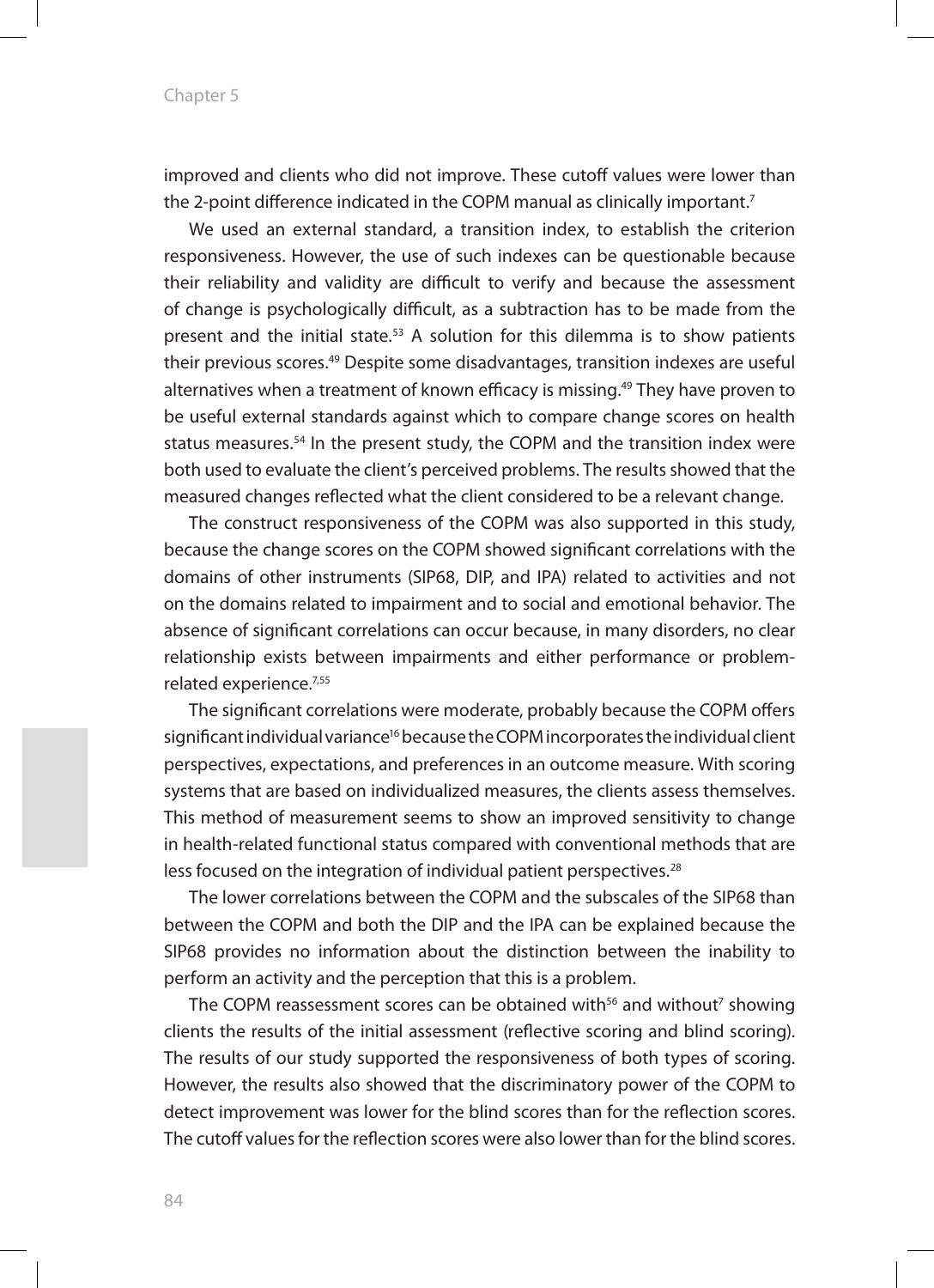improved and clients who did not improve. These cutoff values were lower than the 2-point difference indicated in the COPM manual as clinically important.[7]

We used an external standard, a transition index, to establish the criterion responsiveness. However, the use of such indexes can be questionable because their reliability and validity are difficult to verify and because the assessment of change is psychologically difficult, as a subtraction has to be made from the present and the initial state.[53] A solution for this dilemma is to show patients their previous scores.[49] Despite some disadvantages, transition indexes are useful alternatives when a treatment of known efficacy is missing.[49] They have proven to be useful external standards against which to compare change scores on health status measures.[54] In the present study, the COPM and the transition index were both used to evaluate the client's perceived problems. The results showed that the measured changes reflected what the client considered to be a relevant change.

The construct responsiveness of the COPM was also supported in this study, because the change scores on the COPM showed significant correlations with the domains of other instruments (SIP68, DIP, and IPA) related to activities and not on the domains related to impairment and to social and emotional behavior. The absence of significant correlations can occur because, in many disorders, no clear relationship exists between impairments and either performance or problem-related experience.[7,55]

The significant correlations were moderate, probably because the COPM offers significant individual variance[16] because the COPM incorporates the individual client perspectives, expectations, and preferences in an outcome measure. With scoring systems that are based on individualized measures, the clients assess themselves. This method of measurement seems to show an improved sensitivity to change in health-related functional status compared with conventional methods that are less focused on the integration of individual patient perspectives.[28]

The lower correlations between the COPM and the subscales of the SIP68 than between the COPM and both the DIP and the IPA can be explained because the SIP68 provides no information about the distinction between the inability to perform an activity and the perception that this is a problem.

The COPM reassessment scores can be obtained with[56] and without[7] showing clients the results of the initial assessment (reflective scoring and blind scoring). The results of our study supported the responsiveness of both types of scoring. However, the results also showed that the discriminatory power of the COPM to detect improvement was lower for the blind scores than for the reflection scores. The cutoff values for the reflection scores were also lower than for the blind scores.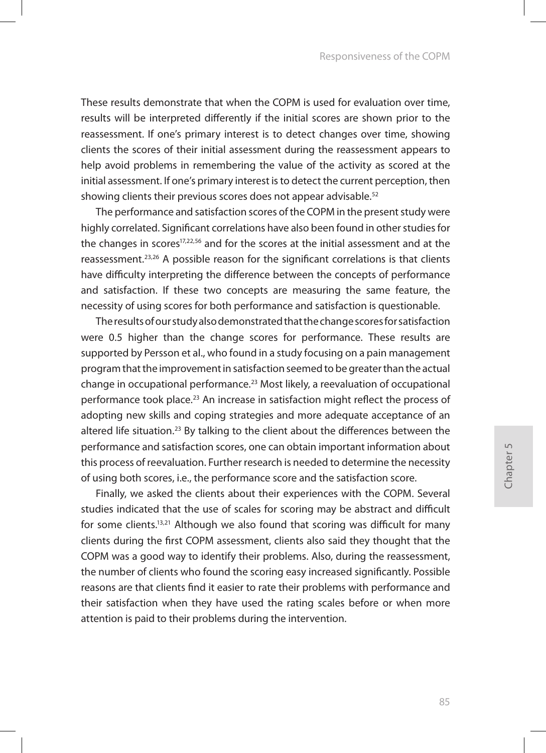These results demonstrate that when the COPM is used for evaluation over time, results will be interpreted differently if the initial scores are shown prior to the reassessment. If one's primary interest is to detect changes over time, showing clients the scores of their initial assessment during the reassessment appears to help avoid problems in remembering the value of the activity as scored at the initial assessment. If one's primary interest is to detect the current perception, then showing clients their previous scores does not appear advisable.[52]

The performance and satisfaction scores of the COPM in the present study were highly correlated. Significant correlations have also been found in other studies for the changes in scores[17,22,56] and for the scores at the initial assessment and at the reassessment.[23,26] A possible reason for the significant correlations is that clients have difficulty interpreting the difference between the concepts of performance and satisfaction. If these two concepts are measuring the same feature, the necessity of using scores for both performance and satisfaction is questionable.

The results of our study also demonstrated that the change scores for satisfaction were 0.5 higher than the change scores for performance. These results are supported by Persson et al., who found in a study focusing on a pain management program that the improvement in satisfaction seemed to be greater than the actual change in occupational performance.[23] Most likely, a reevaluation of occupational performance took place.[23] An increase in satisfaction might reflect the process of adopting new skills and coping strategies and more adequate acceptance of an altered life situation.[23] By talking to the client about the differences between the performance and satisfaction scores, one can obtain important information about this process of reevaluation. Further research is needed to determine the necessity of using both scores, i.e., the performance score and the satisfaction score.

Finally, we asked the clients about their experiences with the COPM. Several studies indicated that the use of scales for scoring may be abstract and difficult for some clients.[13,21] Although we also found that scoring was difficult for many clients during the first COPM assessment, clients also said they thought that the COPM was a good way to identify their problems. Also, during the reassessment, the number of clients who found the scoring easy increased significantly. Possible reasons are that clients find it easier to rate their problems with performance and their satisfaction when they have used the rating scales before or when more attention is paid to their problems during the intervention.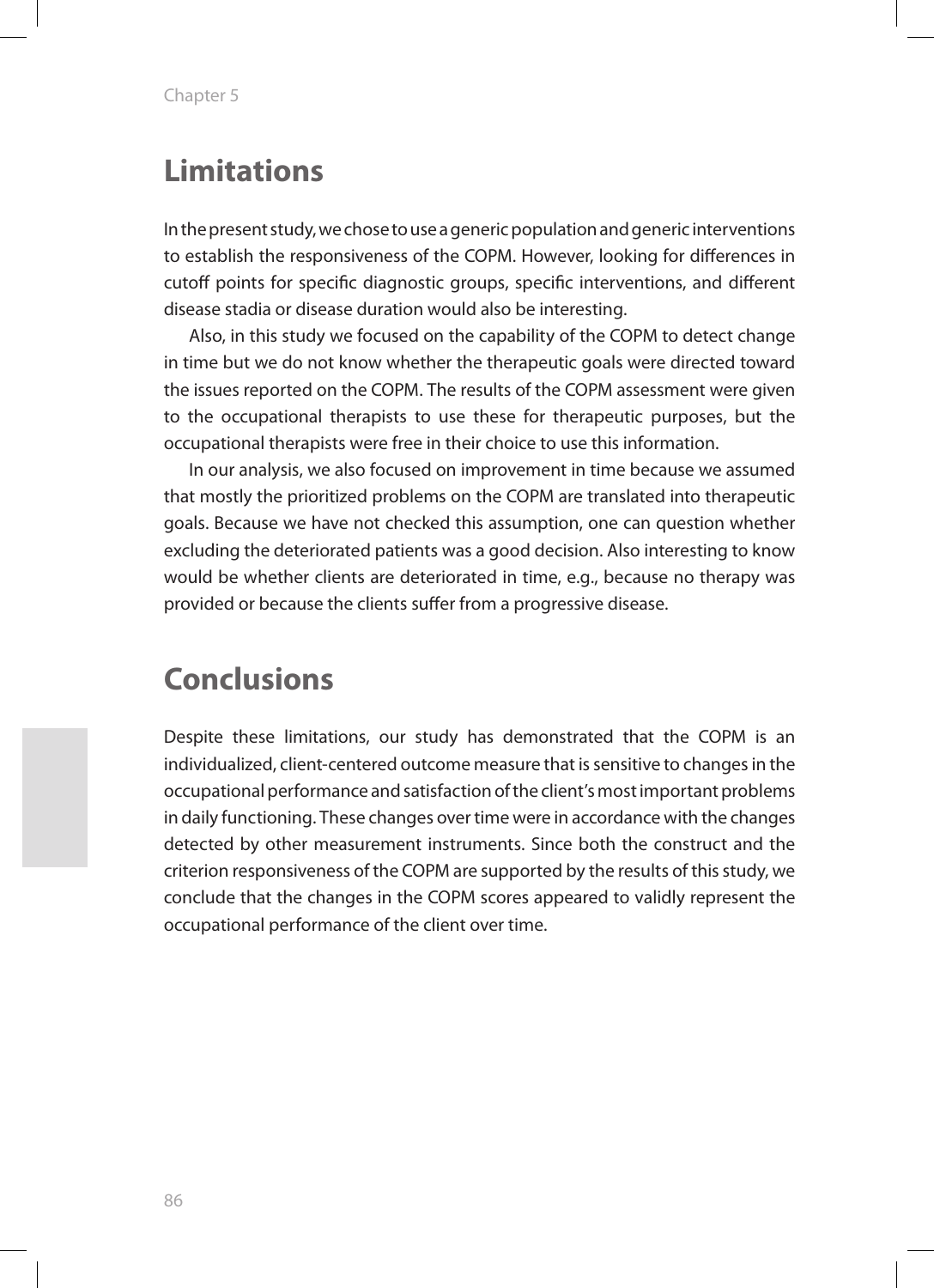## Limitations

In the present study, we chose to use a generic population and generic interventions to establish the responsiveness of the COPM. However, looking for differences in cutoff points for specific diagnostic groups, specific interventions, and different disease stadia or disease duration would also be interesting.

Also, in this study we focused on the capability of the COPM to detect change in time but we do not know whether the therapeutic goals were directed toward the issues reported on the COPM. The results of the COPM assessment were given to the occupational therapists to use these for therapeutic purposes, but the occupational therapists were free in their choice to use this information.

In our analysis, we also focused on improvement in time because we assumed that mostly the prioritized problems on the COPM are translated into therapeutic goals. Because we have not checked this assumption, one can question whether excluding the deteriorated patients was a good decision. Also interesting to know would be whether clients are deteriorated in time, e.g., because no therapy was provided or because the clients suffer from a progressive disease.

## Conclusions

Despite these limitations, our study has demonstrated that the COPM is an individualized, client-centered outcome measure that is sensitive to changes in the occupational performance and satisfaction of the client's most important problems in daily functioning. These changes over time were in accordance with the changes detected by other measurement instruments. Since both the construct and the criterion responsiveness of the COPM are supported by the results of this study, we conclude that the changes in the COPM scores appeared to validly represent the occupational performance of the client over time.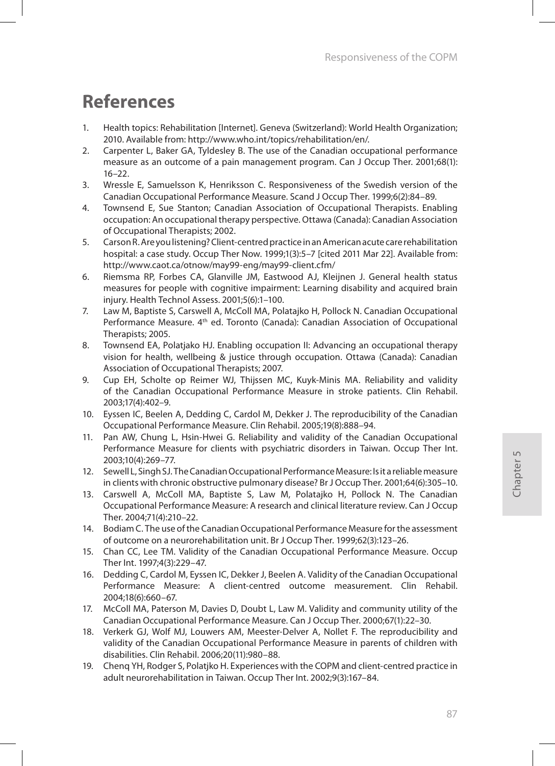## References

1. Health topics: Rehabilitation [Internet]. Geneva (Switzerland): World Health Organization; 2010. Available from: http://www.who.int/topics/rehabilitation/en/.
2. Carpenter L, Baker GA, Tyldesley B. The use of the Canadian occupational performance measure as an outcome of a pain management program. Can J Occup Ther. 2001;68(1): 16–22.
3. Wressle E, Samuelsson K, Henriksson C. Responsiveness of the Swedish version of the Canadian Occupational Performance Measure. Scand J Occup Ther. 1999;6(2):84–89.
4. Townsend E, Sue Stanton; Canadian Association of Occupational Therapists. Enabling occupation: An occupational therapy perspective. Ottawa (Canada): Canadian Association of Occupational Therapists; 2002.
5. Carson R. Are you listening? Client-centred practice in an American acute care rehabilitation hospital: a case study. Occup Ther Now. 1999;1(3):5–7 [cited 2011 Mar 22]. Available from: http://www.caot.ca/otnow/may99-eng/may99-client.cfm/
6. Riemsma RP, Forbes CA, Glanville JM, Eastwood AJ, Kleijnen J. General health status measures for people with cognitive impairment: Learning disability and acquired brain injury. Health Technol Assess. 2001;5(6):1–100.
7. Law M, Baptiste S, Carswell A, McColl MA, Polatajko H, Pollock N. Canadian Occupational Performance Measure. 4th ed. Toronto (Canada): Canadian Association of Occupational Therapists; 2005.
8. Townsend EA, Polatjako HJ. Enabling occupation II: Advancing an occupational therapy vision for health, wellbeing & justice through occupation. Ottawa (Canada): Canadian Association of Occupational Therapists; 2007.
9. Cup EH, Scholte op Reimer WJ, Thijssen MC, Kuyk-Minis MA. Reliability and validity of the Canadian Occupational Performance Measure in stroke patients. Clin Rehabil. 2003;17(4):402–9.
10. Eyssen IC, Beelen A, Dedding C, Cardol M, Dekker J. The reproducibility of the Canadian Occupational Performance Measure. Clin Rehabil. 2005;19(8):888–94.
11. Pan AW, Chung L, Hsin-Hwei G. Reliability and validity of the Canadian Occupational Performance Measure for clients with psychiatric disorders in Taiwan. Occup Ther Int. 2003;10(4):269–77.
12. Sewell L, Singh SJ. The Canadian Occupational Performance Measure: Is it a reliable measure in clients with chronic obstructive pulmonary disease? Br J Occup Ther. 2001;64(6):305–10.
13. Carswell A, McColl MA, Baptiste S, Law M, Polatajko H, Pollock N. The Canadian Occupational Performance Measure: A research and clinical literature review. Can J Occup Ther. 2004;71(4):210–22.
14. Bodiam C. The use of the Canadian Occupational Performance Measure for the assessment of outcome on a neurorehabilitation unit. Br J Occup Ther. 1999;62(3):123–26.
15. Chan CC, Lee TM. Validity of the Canadian Occupational Performance Measure. Occup Ther Int. 1997;4(3):229–47.
16. Dedding C, Cardol M, Eyssen IC, Dekker J, Beelen A. Validity of the Canadian Occupational Performance Measure: A client-centred outcome measurement. Clin Rehabil. 2004;18(6):660–67.
17. McColl MA, Paterson M, Davies D, Doubt L, Law M. Validity and community utility of the Canadian Occupational Performance Measure. Can J Occup Ther. 2000;67(1):22–30.
18. Verkerk GJ, Wolf MJ, Louwers AM, Meester-Delver A, Nollet F. The reproducibility and validity of the Canadian Occupational Performance Measure in parents of children with disabilities. Clin Rehabil. 2006;20(11):980–88.
19. Chenq YH, Rodger S, Polatjko H. Experiences with the COPM and client-centred practice in adult neurorehabilitation in Taiwan. Occup Ther Int. 2002;9(3):167–84.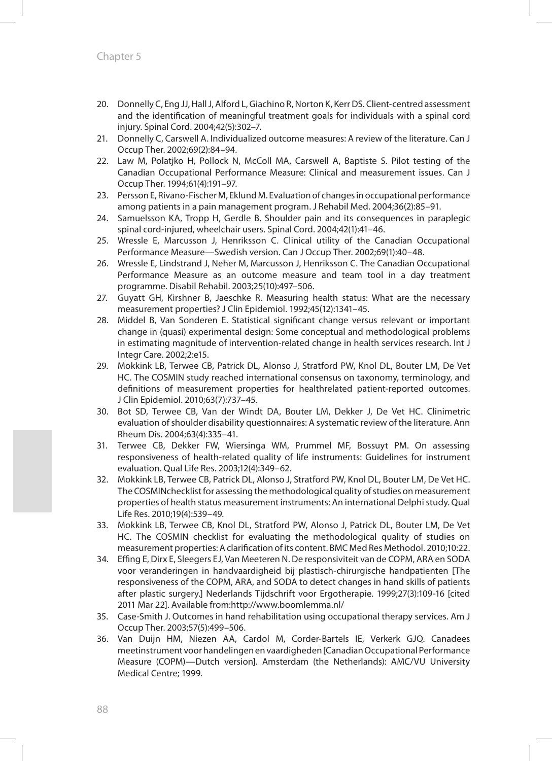20. Donnelly C, Eng JJ, Hall J, Alford L, Giachino R, Norton K, Kerr DS. Client-centred assessment and the identification of meaningful treatment goals for individuals with a spinal cord injury. Spinal Cord. 2004;42(5):302–7.
21. Donnelly C, Carswell A. Individualized outcome measures: A review of the literature. Can J Occup Ther. 2002;69(2):84–94.
22. Law M, Polatjko H, Pollock N, McColl MA, Carswell A, Baptiste S. Pilot testing of the Canadian Occupational Performance Measure: Clinical and measurement issues. Can J Occup Ther. 1994;61(4):191–97.
23. Persson E, Rivano-Fischer M, Eklund M. Evaluation of changes in occupational performance among patients in a pain management program. J Rehabil Med. 2004;36(2):85–91.
24. Samuelsson KA, Tropp H, Gerdle B. Shoulder pain and its consequences in paraplegic spinal cord-injured, wheelchair users. Spinal Cord. 2004;42(1):41–46.
25. Wressle E, Marcusson J, Henriksson C. Clinical utility of the Canadian Occupational Performance Measure—Swedish version. Can J Occup Ther. 2002;69(1):40–48.
26. Wressle E, Lindstrand J, Neher M, Marcusson J, Henriksson C. The Canadian Occupational Performance Measure as an outcome measure and team tool in a day treatment programme. Disabil Rehabil. 2003;25(10):497–506.
27. Guyatt GH, Kirshner B, Jaeschke R. Measuring health status: What are the necessary measurement properties? J Clin Epidemiol. 1992;45(12):1341–45.
28. Middel B, Van Sonderen E. Statistical significant change versus relevant or important change in (quasi) experimental design: Some conceptual and methodological problems in estimating magnitude of intervention-related change in health services research. Int J Integr Care. 2002;2:e15.
29. Mokkink LB, Terwee CB, Patrick DL, Alonso J, Stratford PW, Knol DL, Bouter LM, De Vet HC. The COSMIN study reached international consensus on taxonomy, terminology, and definitions of measurement properties for healthrelated patient-reported outcomes. J Clin Epidemiol. 2010;63(7):737–45.
30. Bot SD, Terwee CB, Van der Windt DA, Bouter LM, Dekker J, De Vet HC. Clinimetric evaluation of shoulder disability questionnaires: A systematic review of the literature. Ann Rheum Dis. 2004;63(4):335–41.
31. Terwee CB, Dekker FW, Wiersinga WM, Prummel MF, Bossuyt PM. On assessing responsiveness of health-related quality of life instruments: Guidelines for instrument evaluation. Qual Life Res. 2003;12(4):349–62.
32. Mokkink LB, Terwee CB, Patrick DL, Alonso J, Stratford PW, Knol DL, Bouter LM, De Vet HC. The COSMINchecklist for assessing the methodological quality of studies on measurement properties of health status measurement instruments: An international Delphi study. Qual Life Res. 2010;19(4):539–49.
33. Mokkink LB, Terwee CB, Knol DL, Stratford PW, Alonso J, Patrick DL, Bouter LM, De Vet HC. The COSMIN checklist for evaluating the methodological quality of studies on measurement properties: A clarification of its content. BMC Med Res Methodol. 2010;10:22.
34. Effing E, Dirx E, Sleegers EJ, Van Meeteren N. De responsiviteit van de COPM, ARA en SODA voor veranderingen in handvaardigheid bij plastisch-chirurgische handpatienten [The responsiveness of the COPM, ARA, and SODA to detect changes in hand skills of patients after plastic surgery.] Nederlands Tijdschrift voor Ergotherapie. 1999;27(3):109-16 [cited 2011 Mar 22]. Available from:http://www.boomlemma.nl/
35. Case-Smith J. Outcomes in hand rehabilitation using occupational therapy services. Am J Occup Ther. 2003;57(5):499–506.
36. Van Duijn HM, Niezen AA, Cardol M, Corder-Bartels IE, Verkerk GJQ. Canadees meetinstrument voor handelingen en vaardigheden [Canadian Occupational Performance Measure (COPM)—Dutch version]. Amsterdam (the Netherlands): AMC/VU University Medical Centre; 1999.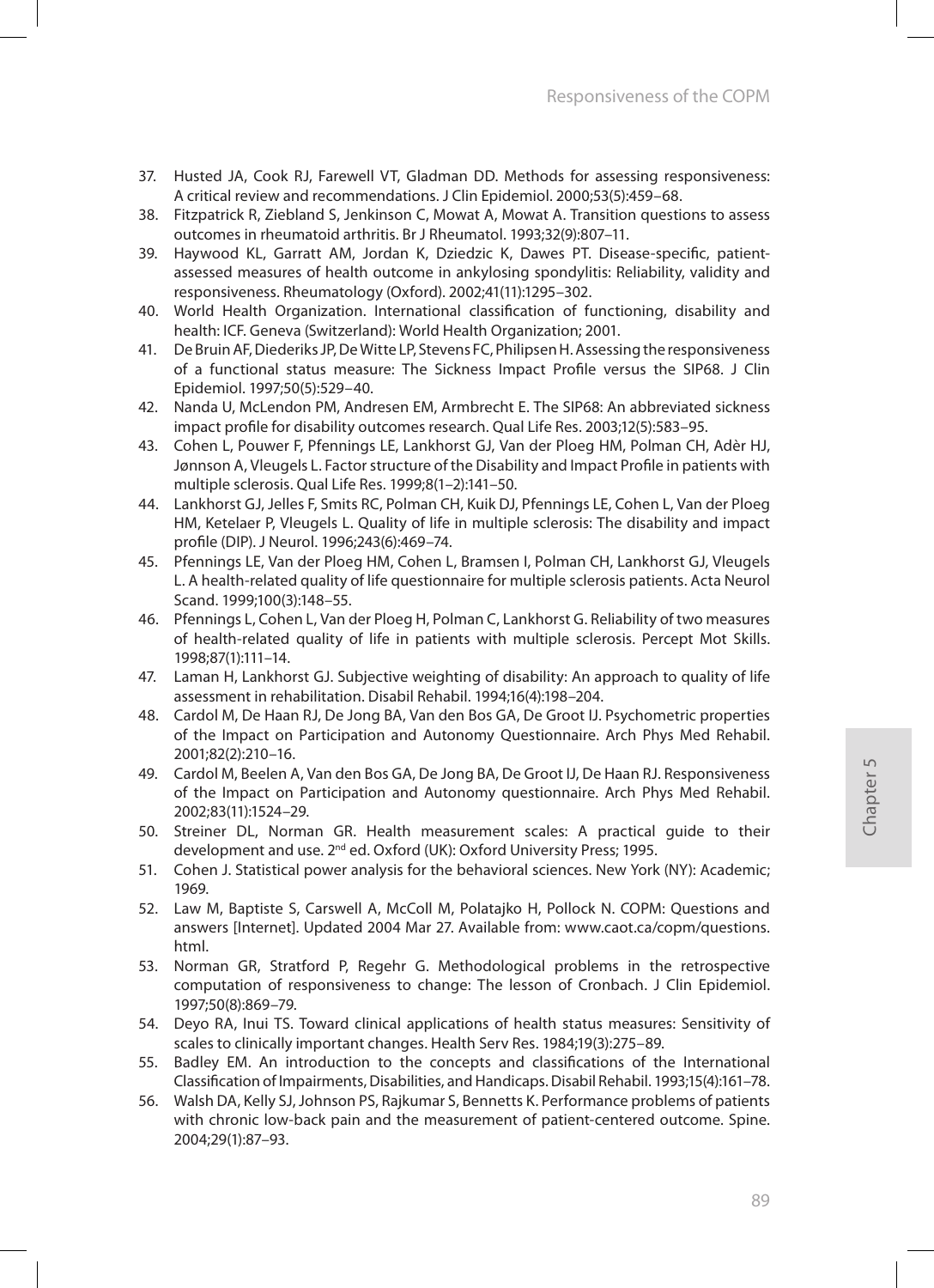37. Husted JA, Cook RJ, Farewell VT, Gladman DD. Methods for assessing responsiveness: A critical review and recommendations. J Clin Epidemiol. 2000;53(5):459–68.
38. Fitzpatrick R, Ziebland S, Jenkinson C, Mowat A, Mowat A. Transition questions to assess outcomes in rheumatoid arthritis. Br J Rheumatol. 1993;32(9):807–11.
39. Haywood KL, Garratt AM, Jordan K, Dziedzic K, Dawes PT. Disease-specific, patient-assessed measures of health outcome in ankylosing spondylitis: Reliability, validity and responsiveness. Rheumatology (Oxford). 2002;41(11):1295–302.
40. World Health Organization. International classification of functioning, disability and health: ICF. Geneva (Switzerland): World Health Organization; 2001.
41. De Bruin AF, Diederiks JP, De Witte LP, Stevens FC, Philipsen H. Assessing the responsiveness of a functional status measure: The Sickness Impact Profile versus the SIP68. J Clin Epidemiol. 1997;50(5):529–40.
42. Nanda U, McLendon PM, Andresen EM, Armbrecht E. The SIP68: An abbreviated sickness impact profile for disability outcomes research. Qual Life Res. 2003;12(5):583–95.
43. Cohen L, Pouwer F, Pfennings LE, Lankhorst GJ, Van der Ploeg HM, Polman CH, Adèr HJ, Jønnson A, Vleugels L. Factor structure of the Disability and Impact Profile in patients with multiple sclerosis. Qual Life Res. 1999;8(1–2):141–50.
44. Lankhorst GJ, Jelles F, Smits RC, Polman CH, Kuik DJ, Pfennings LE, Cohen L, Van der Ploeg HM, Ketelaer P, Vleugels L. Quality of life in multiple sclerosis: The disability and impact profile (DIP). J Neurol. 1996;243(6):469–74.
45. Pfennings LE, Van der Ploeg HM, Cohen L, Bramsen I, Polman CH, Lankhorst GJ, Vleugels L. A health-related quality of life questionnaire for multiple sclerosis patients. Acta Neurol Scand. 1999;100(3):148–55.
46. Pfennings L, Cohen L, Van der Ploeg H, Polman C, Lankhorst G. Reliability of two measures of health-related quality of life in patients with multiple sclerosis. Percept Mot Skills. 1998;87(1):111–14.
47. Laman H, Lankhorst GJ. Subjective weighting of disability: An approach to quality of life assessment in rehabilitation. Disabil Rehabil. 1994;16(4):198–204.
48. Cardol M, De Haan RJ, De Jong BA, Van den Bos GA, De Groot IJ. Psychometric properties of the Impact on Participation and Autonomy Questionnaire. Arch Phys Med Rehabil. 2001;82(2):210–16.
49. Cardol M, Beelen A, Van den Bos GA, De Jong BA, De Groot IJ, De Haan RJ. Responsiveness of the Impact on Participation and Autonomy questionnaire. Arch Phys Med Rehabil. 2002;83(11):1524–29.
50. Streiner DL, Norman GR. Health measurement scales: A practical guide to their development and use. 2nd ed. Oxford (UK): Oxford University Press; 1995.
51. Cohen J. Statistical power analysis for the behavioral sciences. New York (NY): Academic; 1969.
52. Law M, Baptiste S, Carswell A, McColl M, Polatajko H, Pollock N. COPM: Questions and answers [Internet]. Updated 2004 Mar 27. Available from: www.caot.ca/copm/questions.html.
53. Norman GR, Stratford P, Regehr G. Methodological problems in the retrospective computation of responsiveness to change: The lesson of Cronbach. J Clin Epidemiol. 1997;50(8):869–79.
54. Deyo RA, Inui TS. Toward clinical applications of health status measures: Sensitivity of scales to clinically important changes. Health Serv Res. 1984;19(3):275–89.
55. Badley EM. An introduction to the concepts and classifications of the International Classification of Impairments, Disabilities, and Handicaps. Disabil Rehabil. 1993;15(4):161–78.
56. Walsh DA, Kelly SJ, Johnson PS, Rajkumar S, Bennetts K. Performance problems of patients with chronic low-back pain and the measurement of patient-centered outcome. Spine. 2004;29(1):87–93.